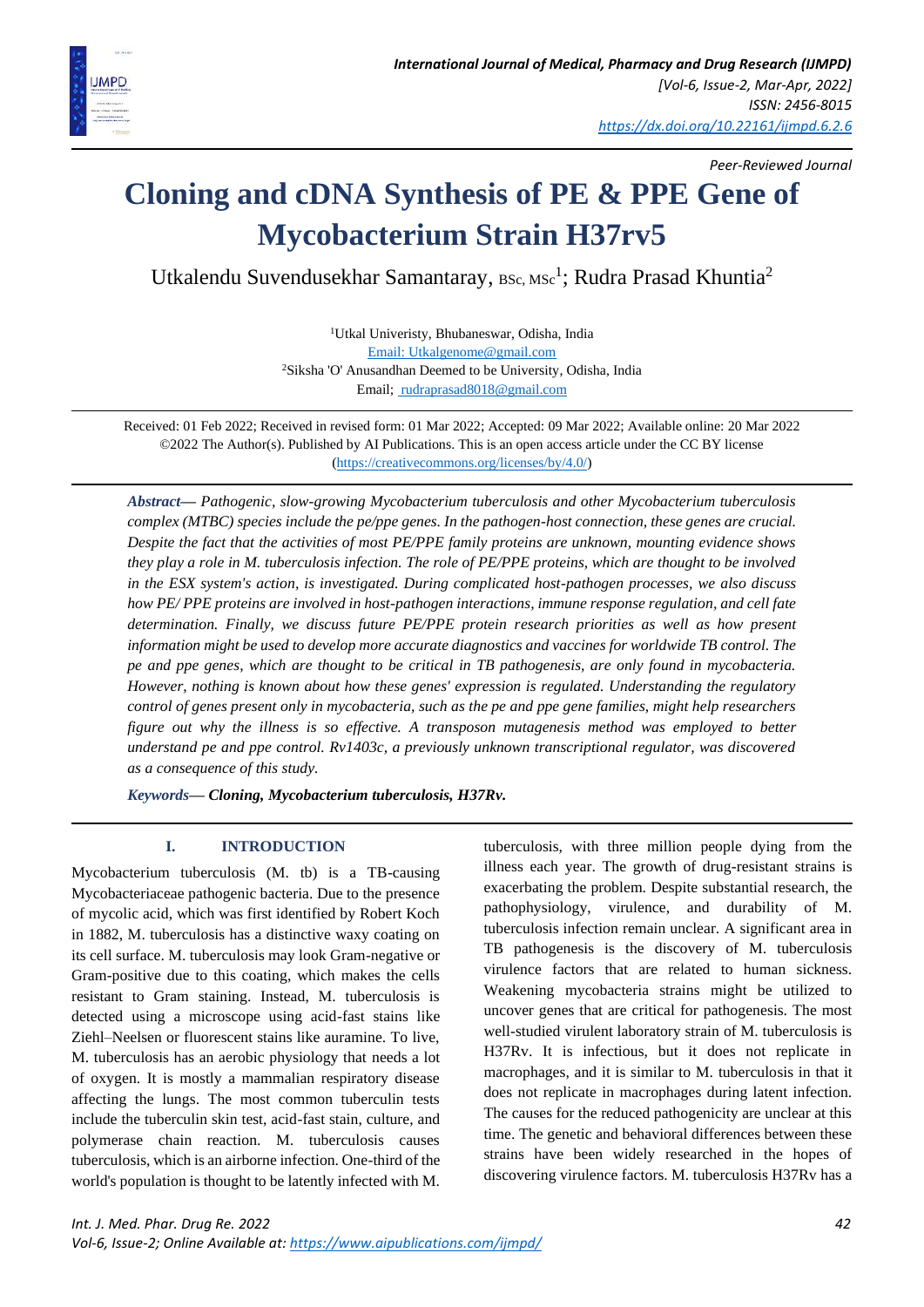Peer-Reviewed Journal

# Cloning and cDNA Synthesis of PE & PPE Gene of Mycobacterium Strain H37rv5

Utkalendu Suvendusekhar Samantaray, BSc, MSc[1]; Rudra Prasad Khuntia[2]

[1]Utkal Univeristy, Bhubaneswar, Odisha, India
Email: Utkalgenome@gmail.com
[2]Siksha 'O' Anusandhan Deemed to be University, Odisha, India
Email; rudraprasad8018@gmail.com

Received: 01 Feb 2022; Received in revised form: 01 Mar 2022; Accepted: 09 Mar 2022; Available online: 20 Mar 2022
©2022 The Author(s). Published by AI Publications. This is an open access article under the CC BY license (https://creativecommons.org/licenses/by/4.0/)

***Abstract*****—** *Pathogenic, slow-growing Mycobacterium tuberculosis and other Mycobacterium tuberculosis complex (MTBC) species include the pe/ppe genes. In the pathogen-host connection, these genes are crucial. Despite the fact that the activities of most PE/PPE family proteins are unknown, mounting evidence shows they play a role in M. tuberculosis infection. The role of PE/PPE proteins, which are thought to be involved in the ESX system's action, is investigated. During complicated host-pathogen processes, we also discuss how PE/ PPE proteins are involved in host-pathogen interactions, immune response regulation, and cell fate determination. Finally, we discuss future PE/PPE protein research priorities as well as how present information might be used to develop more accurate diagnostics and vaccines for worldwide TB control. The pe and ppe genes, which are thought to be critical in TB pathogenesis, are only found in mycobacteria. However, nothing is known about how these genes' expression is regulated. Understanding the regulatory control of genes present only in mycobacteria, such as the pe and ppe gene families, might help researchers figure out why the illness is so effective. A transposon mutagenesis method was employed to better understand pe and ppe control. Rv1403c, a previously unknown transcriptional regulator, was discovered as a consequence of this study.*

***Keywords*****— Cloning, Mycobacterium tuberculosis, H37Rv.**

## I. INTRODUCTION

Mycobacterium tuberculosis (M. tb) is a TB-causing Mycobacteriaceae pathogenic bacteria. Due to the presence of mycolic acid, which was first identified by Robert Koch in 1882, M. tuberculosis has a distinctive waxy coating on its cell surface. M. tuberculosis may look Gram-negative or Gram-positive due to this coating, which makes the cells resistant to Gram staining. Instead, M. tuberculosis is detected using a microscope using acid-fast stains like Ziehl–Neelsen or fluorescent stains like auramine. To live, M. tuberculosis has an aerobic physiology that needs a lot of oxygen. It is mostly a mammalian respiratory disease affecting the lungs. The most common tuberculin tests include the tuberculin skin test, acid-fast stain, culture, and polymerase chain reaction. M. tuberculosis causes tuberculosis, which is an airborne infection. One-third of the world's population is thought to be latently infected with M. tuberculosis, with three million people dying from the illness each year. The growth of drug-resistant strains is exacerbating the problem. Despite substantial research, the pathophysiology, virulence, and durability of M. tuberculosis infection remain unclear. A significant area in TB pathogenesis is the discovery of M. tuberculosis virulence factors that are related to human sickness. Weakening mycobacteria strains might be utilized to uncover genes that are critical for pathogenesis. The most well-studied virulent laboratory strain of M. tuberculosis is H37Rv. It is infectious, but it does not replicate in macrophages, and it is similar to M. tuberculosis in that it does not replicate in macrophages during latent infection. The causes for the reduced pathogenicity are unclear at this time. The genetic and behavioral differences between these strains have been widely researched in the hopes of discovering virulence factors. M. tuberculosis H37Rv has a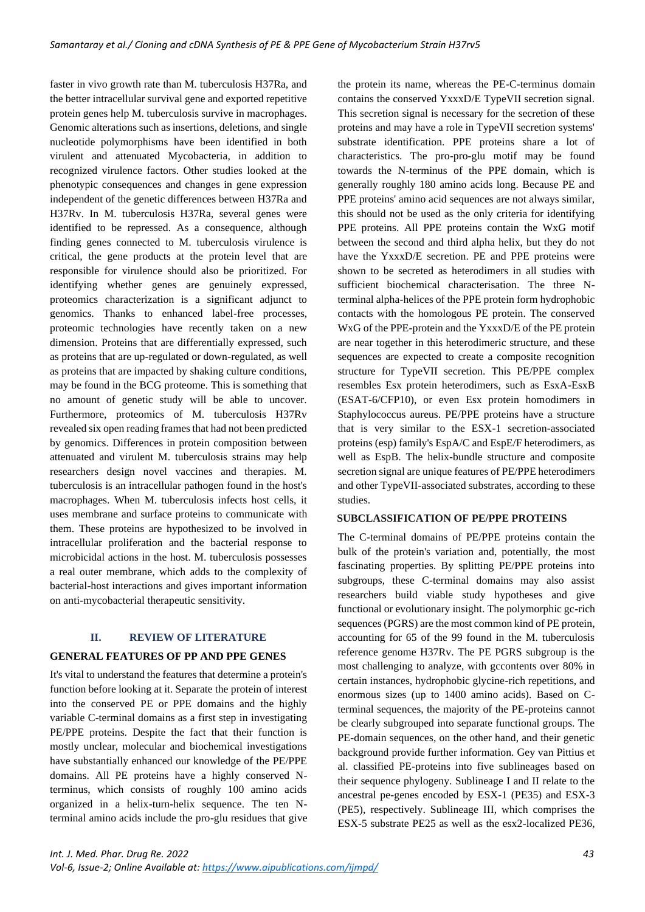faster in vivo growth rate than M. tuberculosis H37Ra, and the better intracellular survival gene and exported repetitive protein genes help M. tuberculosis survive in macrophages. Genomic alterations such as insertions, deletions, and single nucleotide polymorphisms have been identified in both virulent and attenuated Mycobacteria, in addition to recognized virulence factors. Other studies looked at the phenotypic consequences and changes in gene expression independent of the genetic differences between H37Ra and H37Rv. In M. tuberculosis H37Ra, several genes were identified to be repressed. As a consequence, although finding genes connected to M. tuberculosis virulence is critical, the gene products at the protein level that are responsible for virulence should also be prioritized. For identifying whether genes are genuinely expressed, proteomics characterization is a significant adjunct to genomics. Thanks to enhanced label-free processes, proteomic technologies have recently taken on a new dimension. Proteins that are differentially expressed, such as proteins that are up-regulated or down-regulated, as well as proteins that are impacted by shaking culture conditions, may be found in the BCG proteome. This is something that no amount of genetic study will be able to uncover. Furthermore, proteomics of M. tuberculosis H37Rv revealed six open reading frames that had not been predicted by genomics. Differences in protein composition between attenuated and virulent M. tuberculosis strains may help researchers design novel vaccines and therapies. M. tuberculosis is an intracellular pathogen found in the host's macrophages. When M. tuberculosis infects host cells, it uses membrane and surface proteins to communicate with them. These proteins are hypothesized to be involved in intracellular proliferation and the bacterial response to microbicidal actions in the host. M. tuberculosis possesses a real outer membrane, which adds to the complexity of bacterial-host interactions and gives important information on anti-mycobacterial therapeutic sensitivity.

## II. REVIEW OF LITERATURE

### GENERAL FEATURES OF PP AND PPE GENES

It's vital to understand the features that determine a protein's function before looking at it. Separate the protein of interest into the conserved PE or PPE domains and the highly variable C-terminal domains as a first step in investigating PE/PPE proteins. Despite the fact that their function is mostly unclear, molecular and biochemical investigations have substantially enhanced our knowledge of the PE/PPE domains. All PE proteins have a highly conserved N-terminus, which consists of roughly 100 amino acids organized in a helix-turn-helix sequence. The ten N-terminal amino acids include the pro-glu residues that give the protein its name, whereas the PE-C-terminus domain contains the conserved YxxxD/E TypeVII secretion signal. This secretion signal is necessary for the secretion of these proteins and may have a role in TypeVII secretion systems' substrate identification. PPE proteins share a lot of characteristics. The pro-pro-glu motif may be found towards the N-terminus of the PPE domain, which is generally roughly 180 amino acids long. Because PE and PPE proteins' amino acid sequences are not always similar, this should not be used as the only criteria for identifying PPE proteins. All PPE proteins contain the WxG motif between the second and third alpha helix, but they do not have the YxxxD/E secretion. PE and PPE proteins were shown to be secreted as heterodimers in all studies with sufficient biochemical characterisation. The three N-terminal alpha-helices of the PPE protein form hydrophobic contacts with the homologous PE protein. The conserved WxG of the PPE-protein and the YxxxD/E of the PE protein are near together in this heterodimeric structure, and these sequences are expected to create a composite recognition structure for TypeVII secretion. This PE/PPE complex resembles Esx protein heterodimers, such as EsxA-EsxB (ESAT-6/CFP10), or even Esx protein homodimers in Staphylococcus aureus. PE/PPE proteins have a structure that is very similar to the ESX-1 secretion-associated proteins (esp) family's EspA/C and EspE/F heterodimers, as well as EspB. The helix-bundle structure and composite secretion signal are unique features of PE/PPE heterodimers and other TypeVII-associated substrates, according to these studies.

### SUBCLASSIFICATION OF PE/PPE PROTEINS

The C-terminal domains of PE/PPE proteins contain the bulk of the protein's variation and, potentially, the most fascinating properties. By splitting PE/PPE proteins into subgroups, these C-terminal domains may also assist researchers build viable study hypotheses and give functional or evolutionary insight. The polymorphic gc-rich sequences (PGRS) are the most common kind of PE protein, accounting for 65 of the 99 found in the M. tuberculosis reference genome H37Rv. The PE PGRS subgroup is the most challenging to analyze, with gccontents over 80% in certain instances, hydrophobic glycine-rich repetitions, and enormous sizes (up to 1400 amino acids). Based on C-terminal sequences, the majority of the PE-proteins cannot be clearly subgrouped into separate functional groups. The PE-domain sequences, on the other hand, and their genetic background provide further information. Gey van Pittius et al. classified PE-proteins into five sublineages based on their sequence phylogeny. Sublineage I and II relate to the ancestral pe-genes encoded by ESX-1 (PE35) and ESX-3 (PE5), respectively. Sublineage III, which comprises the ESX-5 substrate PE25 as well as the esx2-localized PE36,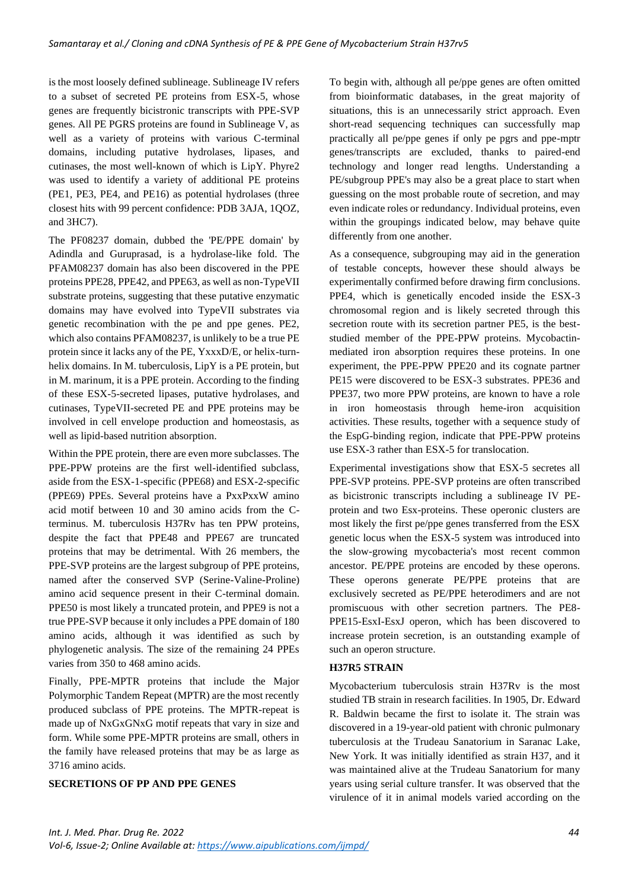is the most loosely defined sublineage. Sublineage IV refers to a subset of secreted PE proteins from ESX-5, whose genes are frequently bicistronic transcripts with PPE-SVP genes. All PE PGRS proteins are found in Sublineage V, as well as a variety of proteins with various C-terminal domains, including putative hydrolases, lipases, and cutinases, the most well-known of which is LipY. Phyre2 was used to identify a variety of additional PE proteins (PE1, PE3, PE4, and PE16) as potential hydrolases (three closest hits with 99 percent confidence: PDB 3AJA, 1QOZ, and 3HC7).

The PF08237 domain, dubbed the 'PE/PPE domain' by Adindla and Guruprasad, is a hydrolase-like fold. The PFAM08237 domain has also been discovered in the PPE proteins PPE28, PPE42, and PPE63, as well as non-TypeVII substrate proteins, suggesting that these putative enzymatic domains may have evolved into TypeVII substrates via genetic recombination with the pe and ppe genes. PE2, which also contains PFAM08237, is unlikely to be a true PE protein since it lacks any of the PE, YxxxD/E, or helix-turn-helix domains. In M. tuberculosis, LipY is a PE protein, but in M. marinum, it is a PPE protein. According to the finding of these ESX-5-secreted lipases, putative hydrolases, and cutinases, TypeVII-secreted PE and PPE proteins may be involved in cell envelope production and homeostasis, as well as lipid-based nutrition absorption.

Within the PPE protein, there are even more subclasses. The PPE-PPW proteins are the first well-identified subclass, aside from the ESX-1-specific (PPE68) and ESX-2-specific (PPE69) PPEs. Several proteins have a PxxPxxW amino acid motif between 10 and 30 amino acids from the C-terminus. M. tuberculosis H37Rv has ten PPW proteins, despite the fact that PPE48 and PPE67 are truncated proteins that may be detrimental. With 26 members, the PPE-SVP proteins are the largest subgroup of PPE proteins, named after the conserved SVP (Serine-Valine-Proline) amino acid sequence present in their C-terminal domain. PPE50 is most likely a truncated protein, and PPE9 is not a true PPE-SVP because it only includes a PPE domain of 180 amino acids, although it was identified as such by phylogenetic analysis. The size of the remaining 24 PPEs varies from 350 to 468 amino acids.

Finally, PPE-MPTR proteins that include the Major Polymorphic Tandem Repeat (MPTR) are the most recently produced subclass of PPE proteins. The MPTR-repeat is made up of NxGxGNxG motif repeats that vary in size and form. While some PPE-MPTR proteins are small, others in the family have released proteins that may be as large as 3716 amino acids.

## SECRETIONS OF PP AND PPE GENES

To begin with, although all pe/ppe genes are often omitted from bioinformatic databases, in the great majority of situations, this is an unnecessarily strict approach. Even short-read sequencing techniques can successfully map practically all pe/ppe genes if only pe pgrs and ppe-mptr genes/transcripts are excluded, thanks to paired-end technology and longer read lengths. Understanding a PE/subgroup PPE's may also be a great place to start when guessing on the most probable route of secretion, and may even indicate roles or redundancy. Individual proteins, even within the groupings indicated below, may behave quite differently from one another.

As a consequence, subgrouping may aid in the generation of testable concepts, however these should always be experimentally confirmed before drawing firm conclusions. PPE4, which is genetically encoded inside the ESX-3 chromosomal region and is likely secreted through this secretion route with its secretion partner PE5, is the best-studied member of the PPE-PPW proteins. Mycobactin-mediated iron absorption requires these proteins. In one experiment, the PPE-PPW PPE20 and its cognate partner PE15 were discovered to be ESX-3 substrates. PPE36 and PPE37, two more PPW proteins, are known to have a role in iron homeostasis through heme-iron acquisition activities. These results, together with a sequence study of the EspG-binding region, indicate that PPE-PPW proteins use ESX-3 rather than ESX-5 for translocation.

Experimental investigations show that ESX-5 secretes all PPE-SVP proteins. PPE-SVP proteins are often transcribed as bicistronic transcripts including a sublineage IV PE-protein and two Esx-proteins. These operonic clusters are most likely the first pe/ppe genes transferred from the ESX genetic locus when the ESX-5 system was introduced into the slow-growing mycobacteria's most recent common ancestor. PE/PPE proteins are encoded by these operons. These operons generate PE/PPE proteins that are exclusively secreted as PE/PPE heterodimers and are not promiscuous with other secretion partners. The PE8-PPE15-EsxI-EsxJ operon, which has been discovered to increase protein secretion, is an outstanding example of such an operon structure.

## H37R5 STRAIN

Mycobacterium tuberculosis strain H37Rv is the most studied TB strain in research facilities. In 1905, Dr. Edward R. Baldwin became the first to isolate it. The strain was discovered in a 19-year-old patient with chronic pulmonary tuberculosis at the Trudeau Sanatorium in Saranac Lake, New York. It was initially identified as strain H37, and it was maintained alive at the Trudeau Sanatorium for many years using serial culture transfer. It was observed that the virulence of it in animal models varied according on the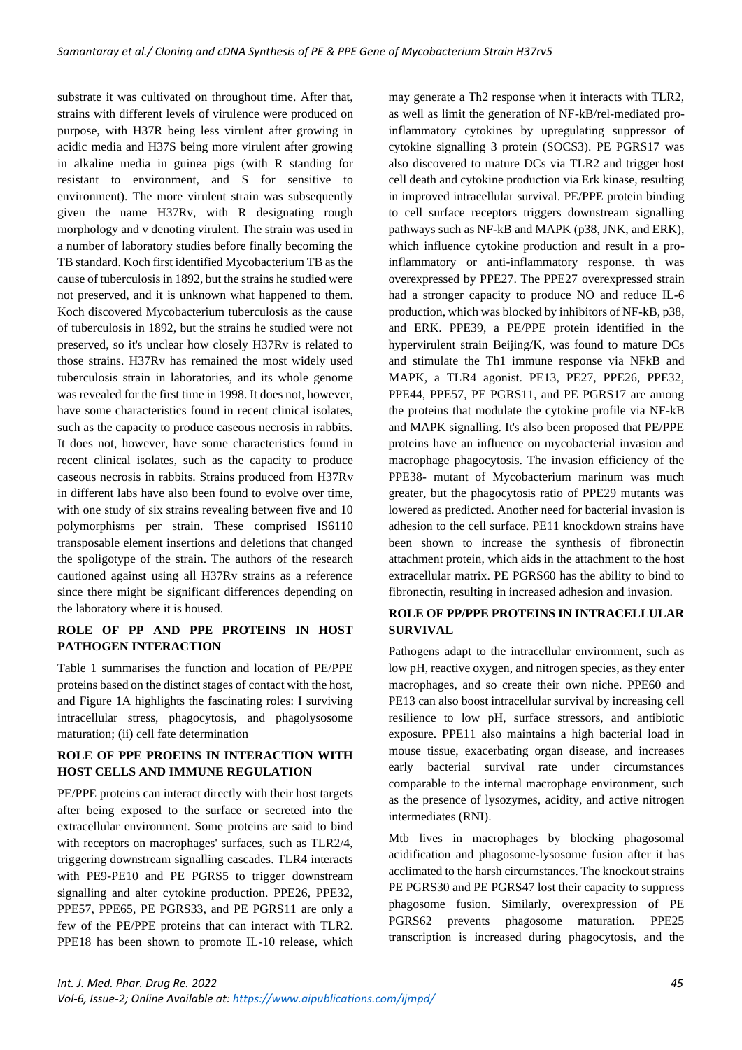substrate it was cultivated on throughout time. After that, strains with different levels of virulence were produced on purpose, with H37R being less virulent after growing in acidic media and H37S being more virulent after growing in alkaline media in guinea pigs (with R standing for resistant to environment, and S for sensitive to environment). The more virulent strain was subsequently given the name H37Rv, with R designating rough morphology and v denoting virulent. The strain was used in a number of laboratory studies before finally becoming the TB standard. Koch first identified Mycobacterium TB as the cause of tuberculosis in 1892, but the strains he studied were not preserved, and it is unknown what happened to them. Koch discovered Mycobacterium tuberculosis as the cause of tuberculosis in 1892, but the strains he studied were not preserved, so it's unclear how closely H37Rv is related to those strains. H37Rv has remained the most widely used tuberculosis strain in laboratories, and its whole genome was revealed for the first time in 1998. It does not, however, have some characteristics found in recent clinical isolates, such as the capacity to produce caseous necrosis in rabbits. It does not, however, have some characteristics found in recent clinical isolates, such as the capacity to produce caseous necrosis in rabbits. Strains produced from H37Rv in different labs have also been found to evolve over time, with one study of six strains revealing between five and 10 polymorphisms per strain. These comprised IS6110 transposable element insertions and deletions that changed the spoligotype of the strain. The authors of the research cautioned against using all H37Rv strains as a reference since there might be significant differences depending on the laboratory where it is housed.

## ROLE OF PP AND PPE PROTEINS IN HOST PATHOGEN INTERACTION

Table 1 summarises the function and location of PE/PPE proteins based on the distinct stages of contact with the host, and Figure 1A highlights the fascinating roles: I surviving intracellular stress, phagocytosis, and phagolysosome maturation; (ii) cell fate determination

## ROLE OF PPE PROEINS IN INTERACTION WITH HOST CELLS AND IMMUNE REGULATION

PE/PPE proteins can interact directly with their host targets after being exposed to the surface or secreted into the extracellular environment. Some proteins are said to bind with receptors on macrophages' surfaces, such as TLR2/4, triggering downstream signalling cascades. TLR4 interacts with PE9-PE10 and PE PGRS5 to trigger downstream signalling and alter cytokine production. PPE26, PPE32, PPE57, PPE65, PE PGRS33, and PE PGRS11 are only a few of the PE/PPE proteins that can interact with TLR2. PPE18 has been shown to promote IL-10 release, which may generate a Th2 response when it interacts with TLR2, as well as limit the generation of NF-kB/rel-mediated pro-inflammatory cytokines by upregulating suppressor of cytokine signalling 3 protein (SOCS3). PE PGRS17 was also discovered to mature DCs via TLR2 and trigger host cell death and cytokine production via Erk kinase, resulting in improved intracellular survival. PE/PPE protein binding to cell surface receptors triggers downstream signalling pathways such as NF-kB and MAPK (p38, JNK, and ERK), which influence cytokine production and result in a pro-inflammatory or anti-inflammatory response. th was overexpressed by PPE27. The PPE27 overexpressed strain had a stronger capacity to produce NO and reduce IL-6 production, which was blocked by inhibitors of NF-kB, p38, and ERK. PPE39, a PE/PPE protein identified in the hypervirulent strain Beijing/K, was found to mature DCs and stimulate the Th1 immune response via NFkB and MAPK, a TLR4 agonist. PE13, PE27, PPE26, PPE32, PPE44, PPE57, PE PGRS11, and PE PGRS17 are among the proteins that modulate the cytokine profile via NF-kB and MAPK signalling. It's also been proposed that PE/PPE proteins have an influence on mycobacterial invasion and macrophage phagocytosis. The invasion efficiency of the PPE38- mutant of Mycobacterium marinum was much greater, but the phagocytosis ratio of PPE29 mutants was lowered as predicted. Another need for bacterial invasion is adhesion to the cell surface. PE11 knockdown strains have been shown to increase the synthesis of fibronectin attachment protein, which aids in the attachment to the host extracellular matrix. PE PGRS60 has the ability to bind to fibronectin, resulting in increased adhesion and invasion.

## ROLE OF PP/PPE PROTEINS IN INTRACELLULAR SURVIVAL

Pathogens adapt to the intracellular environment, such as low pH, reactive oxygen, and nitrogen species, as they enter macrophages, and so create their own niche. PPE60 and PE13 can also boost intracellular survival by increasing cell resilience to low pH, surface stressors, and antibiotic exposure. PPE11 also maintains a high bacterial load in mouse tissue, exacerbating organ disease, and increases early bacterial survival rate under circumstances comparable to the internal macrophage environment, such as the presence of lysozymes, acidity, and active nitrogen intermediates (RNI).

Mtb lives in macrophages by blocking phagosomal acidification and phagosome-lysosome fusion after it has acclimated to the harsh circumstances. The knockout strains PE PGRS30 and PE PGRS47 lost their capacity to suppress phagosome fusion. Similarly, overexpression of PE PGRS62 prevents phagosome maturation. PPE25 transcription is increased during phagocytosis, and the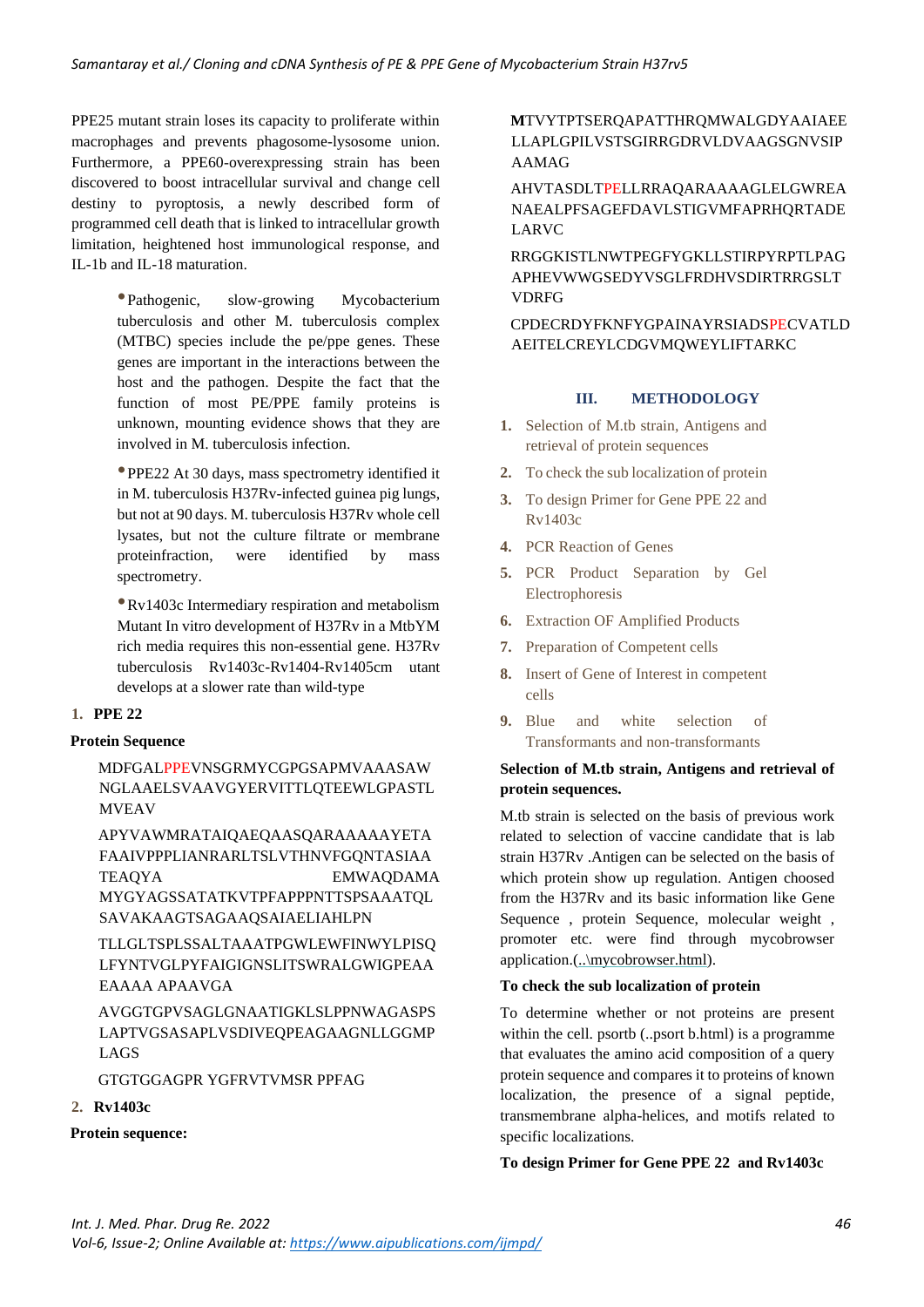PPE25 mutant strain loses its capacity to proliferate within macrophages and prevents phagosome-lysosome union. Furthermore, a PPE60-overexpressing strain has been discovered to boost intracellular survival and change cell destiny to pyroptosis, a newly described form of programmed cell death that is linked to intracellular growth limitation, heightened host immunological response, and IL-1b and IL-18 maturation.

- Pathogenic, slow-growing Mycobacterium tuberculosis and other M. tuberculosis complex (MTBC) species include the pe/ppe genes. These genes are important in the interactions between the host and the pathogen. Despite the fact that the function of most PE/PPE family proteins is unknown, mounting evidence shows that they are involved in M. tuberculosis infection.
- PPE22 At 30 days, mass spectrometry identified it in M. tuberculosis H37Rv-infected guinea pig lungs, but not at 90 days. M. tuberculosis H37Rv whole cell lysates, but not the culture filtrate or membrane proteinfraction, were identified by mass spectrometry.
- Rv1403c Intermediary respiration and metabolism Mutant In vitro development of H37Rv in a MtbYM rich media requires this non-essential gene. H37Rv tuberculosis Rv1403c-Rv1404-Rv1405cm utant develops at a slower rate than wild-type

**1. PPE 22**

**Protein Sequence**

MDFGALPPEVNSGRMYCGPGSAPMVAAASAW NGLAAELSVAAVGYERVITTLQTEEWLGPASTL MVEAV

APYVAWMRATAIQAEQAASQARAAAAAYETA FAAIVPPPLIANRARLTSLVTHNVFGQNTASIAA TEAQYA EMWAQDAMA MYGYAGSSATATKVTPFAPPPNTTSPSAAATQL SAVAKAAGTSAGAAQSAIAELIAHLPN

TLLGLTSPLSSALTAAATPGWLEWFINWYLPISQ LFYNTVGLPYFAIGIGNSLITSWRALGWIGPEAA EAAAA APAAVGA

AVGGTGPVSAGLGNAATIGKLSLPPNWAGASPS LAPTVGSASAPLVSDIVEQPEAGAAGNLLGGMP LAGS

GTGTGGAGPR YGFRVTVMSR PPFAG

**2. Rv1403c**

**Protein sequence:**

MTVYTPTSERQAPATTHRQMWALGDYAAIAEE LLAPLGPILVSTSGIRRGDRVLDVAAGSGNVSIP AAMAG

AHVTASDLTPELLRRAQARAAAAGLELGWREA NAEALPFSAGEFDAVLSTIGVMFAPRHQRTADE LARVC

RRGGKISTLNWTPEGFYGKLLSTIRPYRPTLPAG APHEVWWGSEDYVSGLFRDHVSDIRTRRGSLT VDRFG

CPDECRDYFKNFYGPAINAYRSIADSPECVATLD AEITELCREYLCDGVMQWEYLIFTARKC

## III. METHODOLOGY

1. Selection of M.tb strain, Antigens and retrieval of protein sequences
2. To check the sub localization of protein
3. To design Primer for Gene PPE 22 and Rv1403c
4. PCR Reaction of Genes
5. PCR Product Separation by Gel Electrophoresis
6. Extraction OF Amplified Products
7. Preparation of Competent cells
8. Insert of Gene of Interest in competent cells
9. Blue and white selection of Transformants and non-transformants

**Selection of M.tb strain, Antigens and retrieval of protein sequences.**

M.tb strain is selected on the basis of previous work related to selection of vaccine candidate that is lab strain H37Rv .Antigen can be selected on the basis of which protein show up regulation. Antigen choosed from the H37Rv and its basic information like Gene Sequence , protein Sequence, molecular weight , promoter etc. were find through mycobrowser application.(..\mycobrowser.html).

**To check the sub localization of protein**

To determine whether or not proteins are present within the cell. psortb (..psort b.html) is a programme that evaluates the amino acid composition of a query protein sequence and compares it to proteins of known localization, the presence of a signal peptide, transmembrane alpha-helices, and motifs related to specific localizations.

**To design Primer for Gene PPE 22 and Rv1403c**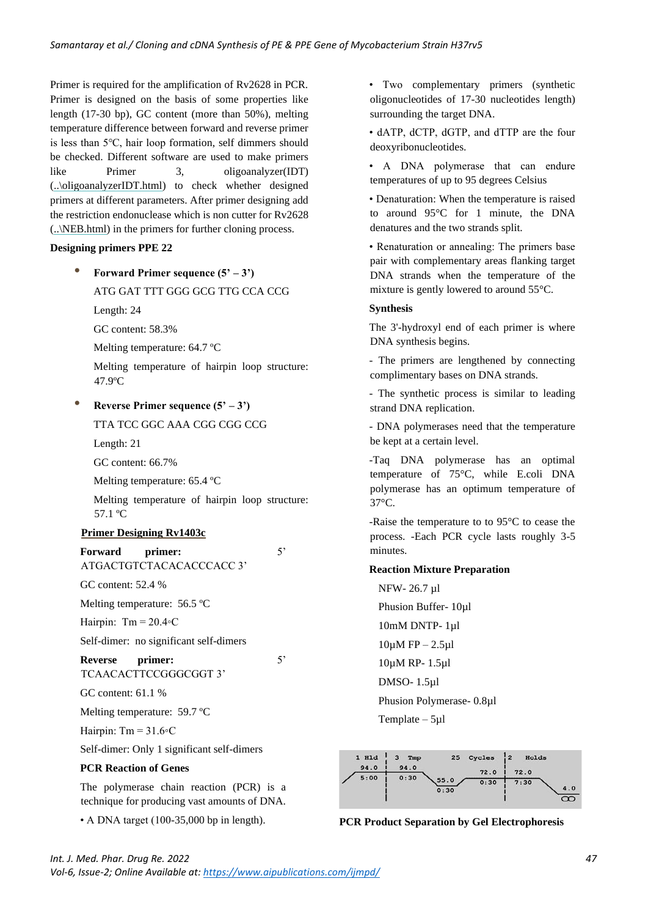Primer is required for the amplification of Rv2628 in PCR. Primer is designed on the basis of some properties like length (17-30 bp), GC content (more than 50%), melting temperature difference between forward and reverse primer is less than 5°C, hair loop formation, self dimmers should be checked. Different software are used to make primers like Primer 3, oligoanalyzer(IDT) (..\oligoanalyzerIDT.html) to check whether designed primers at different parameters. After primer designing add the restriction endonuclease which is non cutter for Rv2628 (..\NEB.html) in the primers for further cloning process.

**Designing primers PPE 22**

- **Forward Primer sequence (5' – 3')**

  ATG GAT TTT GGG GCG TTG CCA CCG

  Length: 24

  GC content: 58.3%

  Melting temperature: 64.7 ºC

  Melting temperature of hairpin loop structure: 47.9ºC

- **Reverse Primer sequence (5' – 3')**

  TTA TCC GGC AAA CGG CGG CCG

  Length: 21

  GC content: 66.7%

  Melting temperature: 65.4 ºC

  Melting temperature of hairpin loop structure: 57.1 ºC

**Primer Designing Rv1403c**

**Forward primer:** 5' ATGACTGTCTACACACCCACC 3'

GC content: 52.4 %

Melting temperature: 56.5 ºC

Hairpin: Tm = 20.4◦C

Self-dimer: no significant self-dimers

**Reverse primer:** 5' TCAACACTTCCGGGCGGT 3'

GC content: 61.1 %

Melting temperature: 59.7 ºC

Hairpin: Tm = 31.6◦C

Self-dimer: Only 1 significant self-dimers

**PCR Reaction of Genes**

The polymerase chain reaction (PCR) is a technique for producing vast amounts of DNA.

- A DNA target (100-35,000 bp in length).
- Two complementary primers (synthetic oligonucleotides of 17-30 nucleotides length) surrounding the target DNA.
- dATP, dCTP, dGTP, and dTTP are the four deoxyribonucleotides.
- A DNA polymerase that can endure temperatures of up to 95 degrees Celsius
- Denaturation: When the temperature is raised to around 95°C for 1 minute, the DNA denatures and the two strands split.
- Renaturation or annealing: The primers base pair with complementary areas flanking target DNA strands when the temperature of the mixture is gently lowered to around 55°C.

**Synthesis**

The 3'-hydroxyl end of each primer is where DNA synthesis begins.

- The primers are lengthened by connecting complimentary bases on DNA strands.

- The synthetic process is similar to leading strand DNA replication.

- DNA polymerases need that the temperature be kept at a certain level.

-Taq DNA polymerase has an optimal temperature of 75°C, while E.coli DNA polymerase has an optimum temperature of 37°C.

-Raise the temperature to to 95°C to cease the process. -Each PCR cycle lasts roughly 3-5 minutes.

**Reaction Mixture Preparation**

NFW- 26.7 µl

Phusion Buffer- 10µl

10mM DNTP- 1µl

10µM FP – 2.5µl

10µM RP- 1.5µl

DMSO- 1.5µl

Phusion Polymerase- 0.8µl

Template – 5µl

| 1 Hld | 3 Tmp | | | 25 Cycles | 2 Holds | |
|---|---|---|---|---|---|---|
| 94.0 | 94.0 | 55.0 | 72.0 | | 72.0 | 4.0 |
| 5:00 | 0:30 | 0:30 | 0:30 | | 7:30 | ∞ |

**PCR Product Separation by Gel Electrophoresis**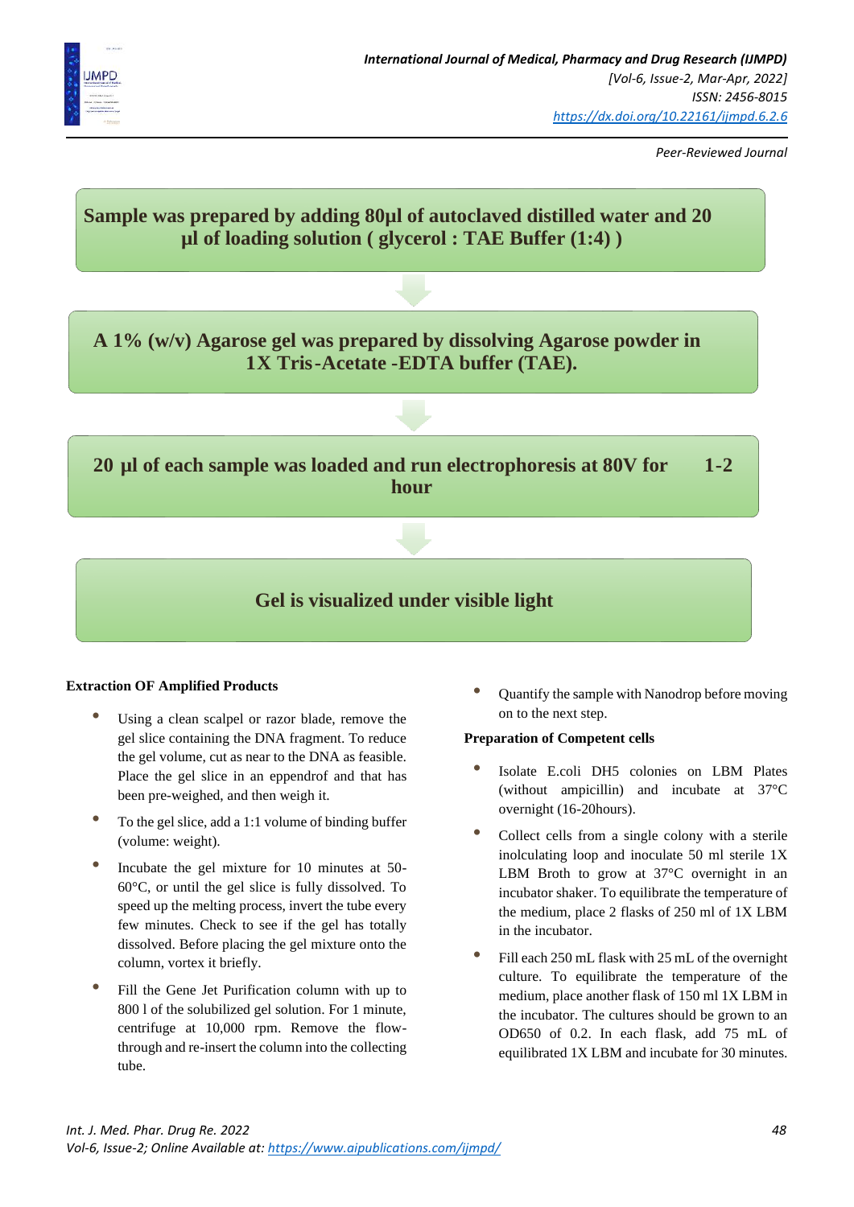**Sample was prepared by adding 80µl of autoclaved distilled water and 20 µl of loading solution ( glycerol : TAE Buffer (1:4) )**

↓

**A 1% (w/v) Agarose gel was prepared by dissolving Agarose powder in 1X Tris-Acetate -EDTA buffer (TAE).**

↓

**20 µl of each sample was loaded and run electrophoresis at 80V for 1-2 hour**

↓

**Gel is visualized under visible light**

**Extraction OF Amplified Products**

- Using a clean scalpel or razor blade, remove the gel slice containing the DNA fragment. To reduce the gel volume, cut as near to the DNA as feasible. Place the gel slice in an eppendrof and that has been pre-weighed, and then weigh it.
- To the gel slice, add a 1:1 volume of binding buffer (volume: weight).
- Incubate the gel mixture for 10 minutes at 50-60°C, or until the gel slice is fully dissolved. To speed up the melting process, invert the tube every few minutes. Check to see if the gel has totally dissolved. Before placing the gel mixture onto the column, vortex it briefly.
- Fill the Gene Jet Purification column with up to 800 l of the solubilized gel solution. For 1 minute, centrifuge at 10,000 rpm. Remove the flow-through and re-insert the column into the collecting tube.
- Quantify the sample with Nanodrop before moving on to the next step.

**Preparation of Competent cells**

- Isolate E.coli DH5 colonies on LBM Plates (without ampicillin) and incubate at 37°C overnight (16-20hours).
- Collect cells from a single colony with a sterile inolculating loop and inoculate 50 ml sterile 1X LBM Broth to grow at 37°C overnight in an incubator shaker. To equilibrate the temperature of the medium, place 2 flasks of 250 ml of 1X LBM in the incubator.
- Fill each 250 mL flask with 25 mL of the overnight culture. To equilibrate the temperature of the medium, place another flask of 150 ml 1X LBM in the incubator. The cultures should be grown to an OD650 of 0.2. In each flask, add 75 mL of equilibrated 1X LBM and incubate for 30 minutes.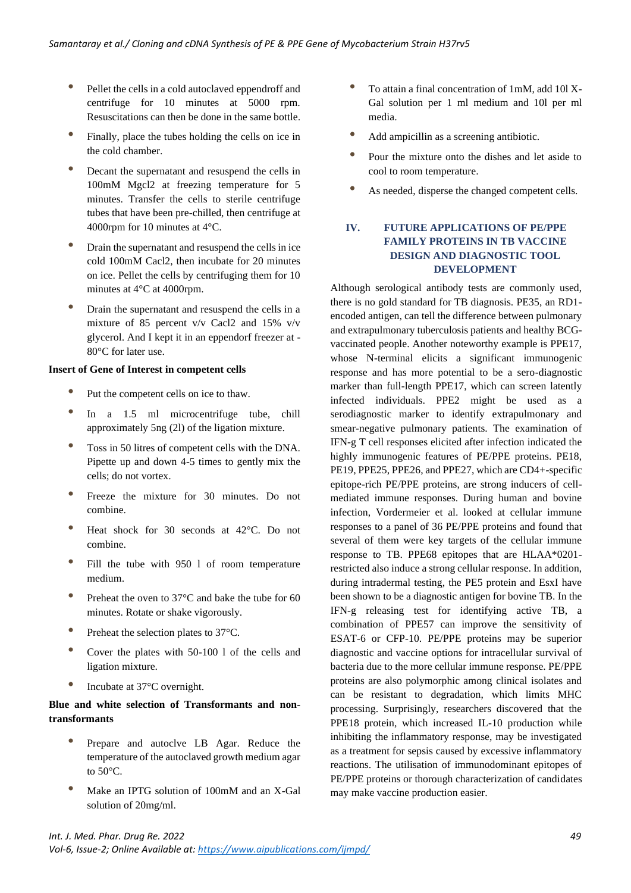- Pellet the cells in a cold autoclaved eppendroff and centrifuge for 10 minutes at 5000 rpm. Resuscitations can then be done in the same bottle.
- Finally, place the tubes holding the cells on ice in the cold chamber.
- Decant the supernatant and resuspend the cells in 100mM Mgcl2 at freezing temperature for 5 minutes. Transfer the cells to sterile centrifuge tubes that have been pre-chilled, then centrifuge at 4000rpm for 10 minutes at 4°C.
- Drain the supernatant and resuspend the cells in ice cold 100mM Cacl2, then incubate for 20 minutes on ice. Pellet the cells by centrifuging them for 10 minutes at 4°C at 4000rpm.
- Drain the supernatant and resuspend the cells in a mixture of 85 percent v/v Cacl2 and 15% v/v glycerol. And I kept it in an eppendorf freezer at -80°C for later use.

**Insert of Gene of Interest in competent cells**

- Put the competent cells on ice to thaw.
- In a 1.5 ml microcentrifuge tube, chill approximately 5ng (2l) of the ligation mixture.
- Toss in 50 litres of competent cells with the DNA. Pipette up and down 4-5 times to gently mix the cells; do not vortex.
- Freeze the mixture for 30 minutes. Do not combine.
- Heat shock for 30 seconds at 42°C. Do not combine.
- Fill the tube with 950 l of room temperature medium.
- Preheat the oven to 37°C and bake the tube for 60 minutes. Rotate or shake vigorously.
- Preheat the selection plates to 37°C.
- Cover the plates with 50-100 l of the cells and ligation mixture.
- Incubate at 37°C overnight.

**Blue and white selection of Transformants and non-transformants**

- Prepare and autoclve LB Agar. Reduce the temperature of the autoclaved growth medium agar to 50°C.
- Make an IPTG solution of 100mM and an X-Gal solution of 20mg/ml.
- To attain a final concentration of 1mM, add 10l X-Gal solution per 1 ml medium and 10l per ml media.
- Add ampicillin as a screening antibiotic.
- Pour the mixture onto the dishes and let aside to cool to room temperature.
- As needed, disperse the changed competent cells.

## IV. FUTURE APPLICATIONS OF PE/PPE FAMILY PROTEINS IN TB VACCINE DESIGN AND DIAGNOSTIC TOOL DEVELOPMENT

Although serological antibody tests are commonly used, there is no gold standard for TB diagnosis. PE35, an RD1-encoded antigen, can tell the difference between pulmonary and extrapulmonary tuberculosis patients and healthy BCG-vaccinated people. Another noteworthy example is PPE17, whose N-terminal elicits a significant immunogenic response and has more potential to be a sero-diagnostic marker than full-length PPE17, which can screen latently infected individuals. PPE2 might be used as a serodiagnostic marker to identify extrapulmonary and smear-negative pulmonary patients. The examination of IFN-g T cell responses elicited after infection indicated the highly immunogenic features of PE/PPE proteins. PE18, PE19, PPE25, PPE26, and PPE27, which are CD4+-specific epitope-rich PE/PPE proteins, are strong inducers of cell-mediated immune responses. During human and bovine infection, Vordermeier et al. looked at cellular immune responses to a panel of 36 PE/PPE proteins and found that several of them were key targets of the cellular immune response to TB. PPE68 epitopes that are HLAA*0201-restricted also induce a strong cellular response. In addition, during intradermal testing, the PE5 protein and EsxI have been shown to be a diagnostic antigen for bovine TB. In the IFN-g releasing test for identifying active TB, a combination of PPE57 can improve the sensitivity of ESAT-6 or CFP-10. PE/PPE proteins may be superior diagnostic and vaccine options for intracellular survival of bacteria due to the more cellular immune response. PE/PPE proteins are also polymorphic among clinical isolates and can be resistant to degradation, which limits MHC processing. Surprisingly, researchers discovered that the PPE18 protein, which increased IL-10 production while inhibiting the inflammatory response, may be investigated as a treatment for sepsis caused by excessive inflammatory reactions. The utilisation of immunodominant epitopes of PE/PPE proteins or thorough characterization of candidates may make vaccine production easier.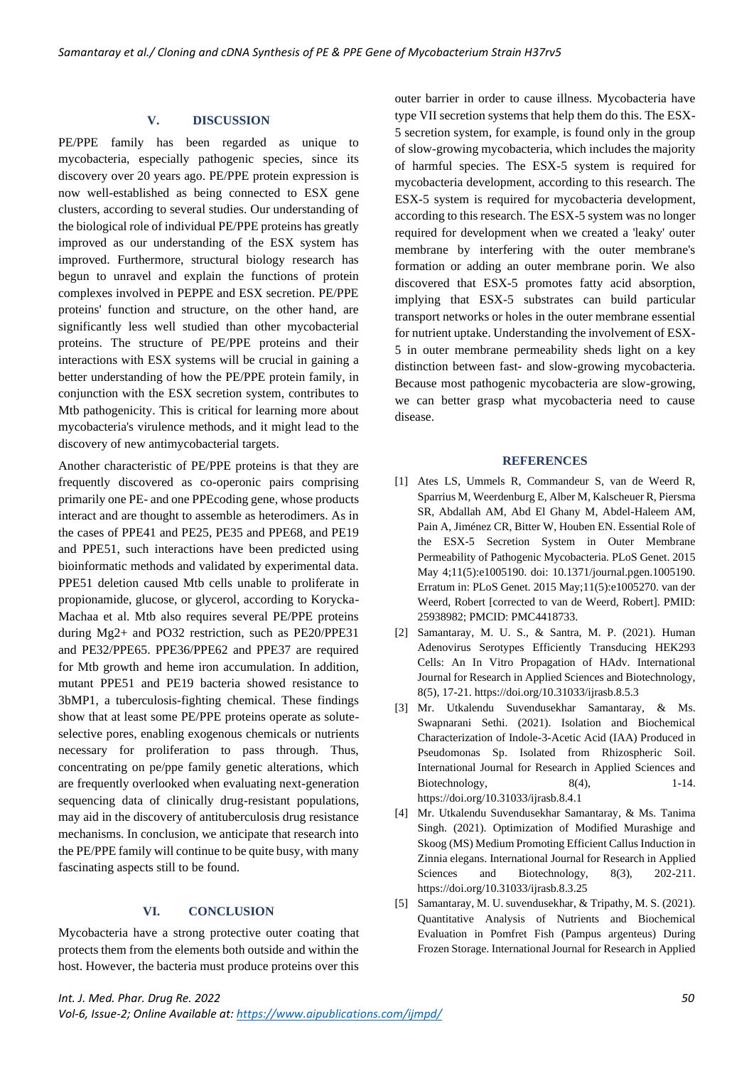## V. DISCUSSION

PE/PPE family has been regarded as unique to mycobacteria, especially pathogenic species, since its discovery over 20 years ago. PE/PPE protein expression is now well-established as being connected to ESX gene clusters, according to several studies. Our understanding of the biological role of individual PE/PPE proteins has greatly improved as our understanding of the ESX system has improved. Furthermore, structural biology research has begun to unravel and explain the functions of protein complexes involved in PEPPE and ESX secretion. PE/PPE proteins' function and structure, on the other hand, are significantly less well studied than other mycobacterial proteins. The structure of PE/PPE proteins and their interactions with ESX systems will be crucial in gaining a better understanding of how the PE/PPE protein family, in conjunction with the ESX secretion system, contributes to Mtb pathogenicity. This is critical for learning more about mycobacteria's virulence methods, and it might lead to the discovery of new antimycobacterial targets.

Another characteristic of PE/PPE proteins is that they are frequently discovered as co-operonic pairs comprising primarily one PE- and one PPEcoding gene, whose products interact and are thought to assemble as heterodimers. As in the cases of PPE41 and PE25, PE35 and PPE68, and PE19 and PPE51, such interactions have been predicted using bioinformatic methods and validated by experimental data. PPE51 deletion caused Mtb cells unable to proliferate in propionamide, glucose, or glycerol, according to Korycka-Machaa et al. Mtb also requires several PE/PPE proteins during Mg2+ and PO32 restriction, such as PE20/PPE31 and PE32/PPE65. PPE36/PPE62 and PPE37 are required for Mtb growth and heme iron accumulation. In addition, mutant PPE51 and PE19 bacteria showed resistance to 3bMP1, a tuberculosis-fighting chemical. These findings show that at least some PE/PPE proteins operate as solute-selective pores, enabling exogenous chemicals or nutrients necessary for proliferation to pass through. Thus, concentrating on pe/ppe family genetic alterations, which are frequently overlooked when evaluating next-generation sequencing data of clinically drug-resistant populations, may aid in the discovery of antituberculosis drug resistance mechanisms. In conclusion, we anticipate that research into the PE/PPE family will continue to be quite busy, with many fascinating aspects still to be found.

## VI. CONCLUSION

Mycobacteria have a strong protective outer coating that protects them from the elements both outside and within the host. However, the bacteria must produce proteins over this outer barrier in order to cause illness. Mycobacteria have type VII secretion systems that help them do this. The ESX-5 secretion system, for example, is found only in the group of slow-growing mycobacteria, which includes the majority of harmful species. The ESX-5 system is required for mycobacteria development, according to this research. The ESX-5 system is required for mycobacteria development, according to this research. The ESX-5 system was no longer required for development when we created a 'leaky' outer membrane by interfering with the outer membrane's formation or adding an outer membrane porin. We also discovered that ESX-5 promotes fatty acid absorption, implying that ESX-5 substrates can build particular transport networks or holes in the outer membrane essential for nutrient uptake. Understanding the involvement of ESX-5 in outer membrane permeability sheds light on a key distinction between fast- and slow-growing mycobacteria. Because most pathogenic mycobacteria are slow-growing, we can better grasp what mycobacteria need to cause disease.

## REFERENCES

[1] Ates LS, Ummels R, Commandeur S, van de Weerd R, Sparrius M, Weerdenburg E, Alber M, Kalscheuer R, Piersma SR, Abdallah AM, Abd El Ghany M, Abdel-Haleem AM, Pain A, Jiménez CR, Bitter W, Houben EN. Essential Role of the ESX-5 Secretion System in Outer Membrane Permeability of Pathogenic Mycobacteria. PLoS Genet. 2015 May 4;11(5):e1005190. doi: 10.1371/journal.pgen.1005190. Erratum in: PLoS Genet. 2015 May;11(5):e1005270. van der Weerd, Robert [corrected to van de Weerd, Robert]. PMID: 25938982; PMCID: PMC4418733.

[2] Samantaray, M. U. S., & Santra, M. P. (2021). Human Adenovirus Serotypes Efficiently Transducing HEK293 Cells: An In Vitro Propagation of HAdv. International Journal for Research in Applied Sciences and Biotechnology, 8(5), 17-21. https://doi.org/10.31033/ijrasb.8.5.3

[3] Mr. Utkalendu Suvendusekhar Samantaray, & Ms. Swapnarani Sethi. (2021). Isolation and Biochemical Characterization of Indole-3-Acetic Acid (IAA) Produced in Pseudomonas Sp. Isolated from Rhizospheric Soil. International Journal for Research in Applied Sciences and Biotechnology, 8(4), 1-14. https://doi.org/10.31033/ijrasb.8.4.1

[4] Mr. Utkalendu Suvendusekhar Samantaray, & Ms. Tanima Singh. (2021). Optimization of Modified Murashige and Skoog (MS) Medium Promoting Efficient Callus Induction in Zinnia elegans. International Journal for Research in Applied Sciences and Biotechnology, 8(3), 202-211. https://doi.org/10.31033/ijrasb.8.3.25

[5] Samantaray, M. U. suvendusekhar, & Tripathy, M. S. (2021). Quantitative Analysis of Nutrients and Biochemical Evaluation in Pomfret Fish (Pampus argenteus) During Frozen Storage. International Journal for Research in Applied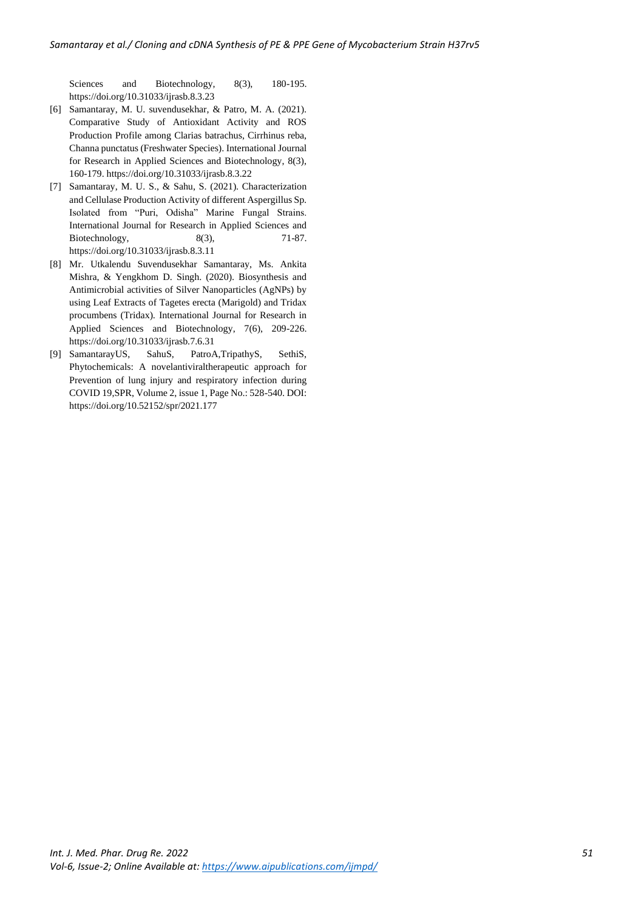Sciences and Biotechnology, 8(3), 180-195. https://doi.org/10.31033/ijrasb.8.3.23

[6] Samantaray, M. U. suvendusekhar, & Patro, M. A. (2021). Comparative Study of Antioxidant Activity and ROS Production Profile among Clarias batrachus, Cirrhinus reba, Channa punctatus (Freshwater Species). International Journal for Research in Applied Sciences and Biotechnology, 8(3), 160-179. https://doi.org/10.31033/ijrasb.8.3.22

[7] Samantaray, M. U. S., & Sahu, S. (2021). Characterization and Cellulase Production Activity of different Aspergillus Sp. Isolated from "Puri, Odisha" Marine Fungal Strains. International Journal for Research in Applied Sciences and Biotechnology, 8(3), 71-87. https://doi.org/10.31033/ijrasb.8.3.11

[8] Mr. Utkalendu Suvendusekhar Samantaray, Ms. Ankita Mishra, & Yengkhom D. Singh. (2020). Biosynthesis and Antimicrobial activities of Silver Nanoparticles (AgNPs) by using Leaf Extracts of Tagetes erecta (Marigold) and Tridax procumbens (Tridax). International Journal for Research in Applied Sciences and Biotechnology, 7(6), 209-226. https://doi.org/10.31033/ijrasb.7.6.31

[9] SamantarayUS, SahuS, PatroA,TripathyS, SethiS, Phytochemicals: A novelantiviraltherapeutic approach for Prevention of lung injury and respiratory infection during COVID 19,SPR, Volume 2, issue 1, Page No.: 528-540. DOI: https://doi.org/10.52152/spr/2021.177